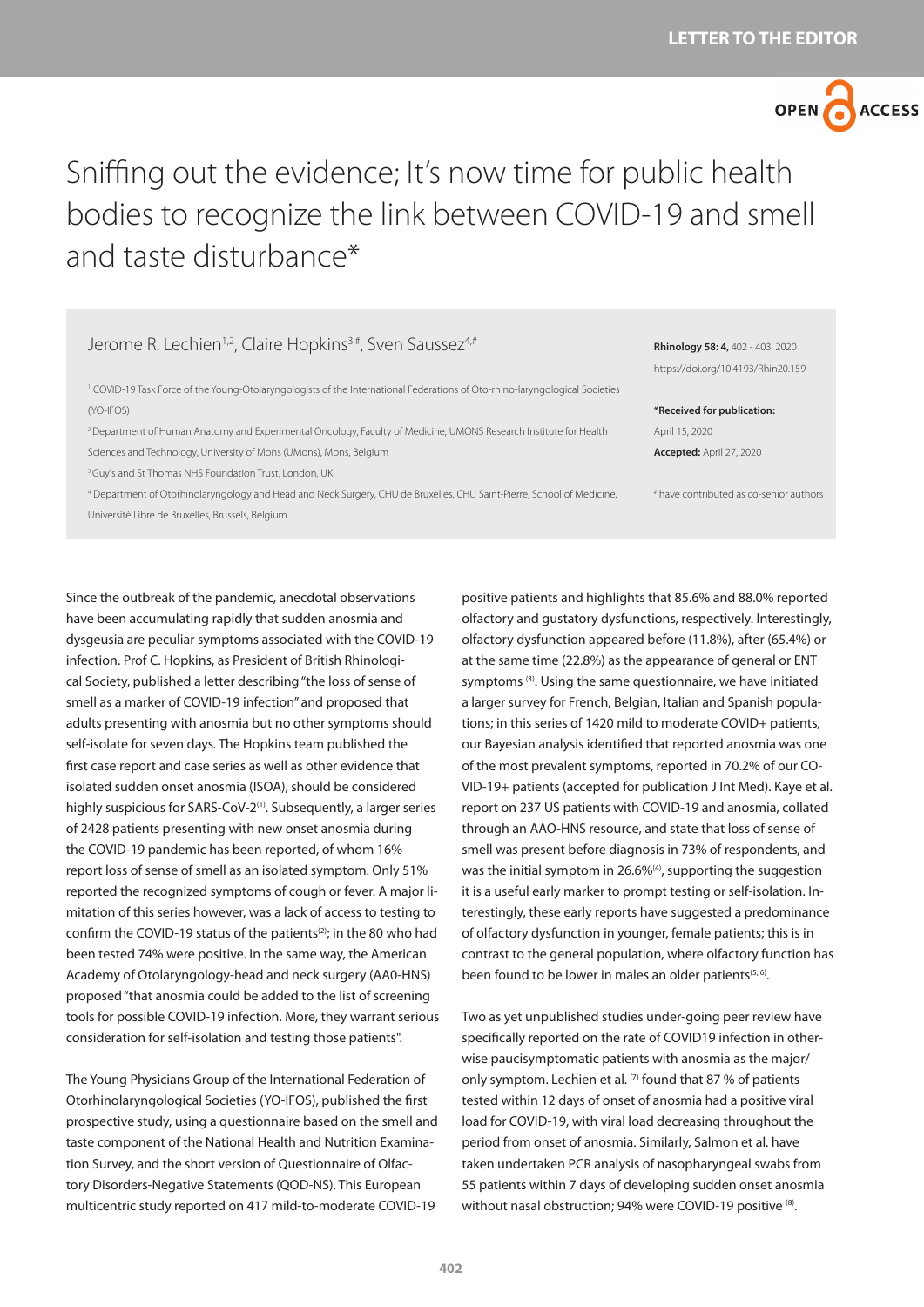LETTER TO THE EDITOR

# Sniffing out the evidence; It's now time for public health bodies to recognize the link between COVID-19 and smell and taste disturbance*

Jerome R. Lechien[1,2], Claire Hopkins[3,#], Sven Saussez[4,#]

[1] COVID-19 Task Force of the Young-Otolaryngologists of the International Federations of Oto-rhino-laryngological Societies (YO-IFOS)

[2] Department of Human Anatomy and Experimental Oncology, Faculty of Medicine, UMONS Research Institute for Health Sciences and Technology, University of Mons (UMons), Mons, Belgium

[3] Guy's and St Thomas NHS Foundation Trust, London, UK

[4] Department of Otorhinolaryngology and Head and Neck Surgery, CHU de Bruxelles, CHU Saint-Pierre, School of Medicine, Université Libre de Bruxelles, Brussels, Belgium

**Rhinology 58: 4,** 402 - 403, 2020
https://doi.org/10.4193/Rhin20.159

***Received for publication:** April 15, 2020
**Accepted:** April 27, 2020

[#] have contributed as co-senior authors

Since the outbreak of the pandemic, anecdotal observations have been accumulating rapidly that sudden anosmia and dysgeusia are peculiar symptoms associated with the COVID-19 infection. Prof C. Hopkins, as President of British Rhinological Society, published a letter describing "the loss of sense of smell as a marker of COVID-19 infection" and proposed that adults presenting with anosmia but no other symptoms should self-isolate for seven days. The Hopkins team published the first case report and case series as well as other evidence that isolated sudden onset anosmia (ISOA), should be considered highly suspicious for SARS-CoV-2[1]. Subsequently, a larger series of 2428 patients presenting with new onset anosmia during the COVID-19 pandemic has been reported, of whom 16% report loss of sense of smell as an isolated symptom. Only 51% reported the recognized symptoms of cough or fever. A major limitation of this series however, was a lack of access to testing to confirm the COVID-19 status of the patients[2]; in the 80 who had been tested 74% were positive. In the same way, the American Academy of Otolaryngology-head and neck surgery (AA0-HNS) proposed "that anosmia could be added to the list of screening tools for possible COVID-19 infection. More, they warrant serious consideration for self-isolation and testing those patients".

The Young Physicians Group of the International Federation of Otorhinolaryngological Societies (YO-IFOS), published the first prospective study, using a questionnaire based on the smell and taste component of the National Health and Nutrition Examination Survey, and the short version of Questionnaire of Olfactory Disorders-Negative Statements (QOD-NS). This European multicentric study reported on 417 mild-to-moderate COVID-19 positive patients and highlights that 85.6% and 88.0% reported olfactory and gustatory dysfunctions, respectively. Interestingly, olfactory dysfunction appeared before (11.8%), after (65.4%) or at the same time (22.8%) as the appearance of general or ENT symptoms [3]. Using the same questionnaire, we have initiated a larger survey for French, Belgian, Italian and Spanish populations; in this series of 1420 mild to moderate COVID+ patients, our Bayesian analysis identified that reported anosmia was one of the most prevalent symptoms, reported in 70.2% of our COVID-19+ patients (accepted for publication J Int Med). Kaye et al. report on 237 US patients with COVID-19 and anosmia, collated through an AAO-HNS resource, and state that loss of sense of smell was present before diagnosis in 73% of respondents, and was the initial symptom in 26.6%[4], supporting the suggestion it is a useful early marker to prompt testing or self-isolation. Interestingly, these early reports have suggested a predominance of olfactory dysfunction in younger, female patients; this is in contrast to the general population, where olfactory function has been found to be lower in males an older patients[5,6].

Two as yet unpublished studies under-going peer review have specifically reported on the rate of COVID19 infection in otherwise paucisymptomatic patients with anosmia as the major/only symptom. Lechien et al. [7] found that 87 % of patients tested within 12 days of onset of anosmia had a positive viral load for COVID-19, with viral load decreasing throughout the period from onset of anosmia. Similarly, Salmon et al. have taken undertaken PCR analysis of nasopharyngeal swabs from 55 patients within 7 days of developing sudden onset anosmia without nasal obstruction; 94% were COVID-19 positive [8].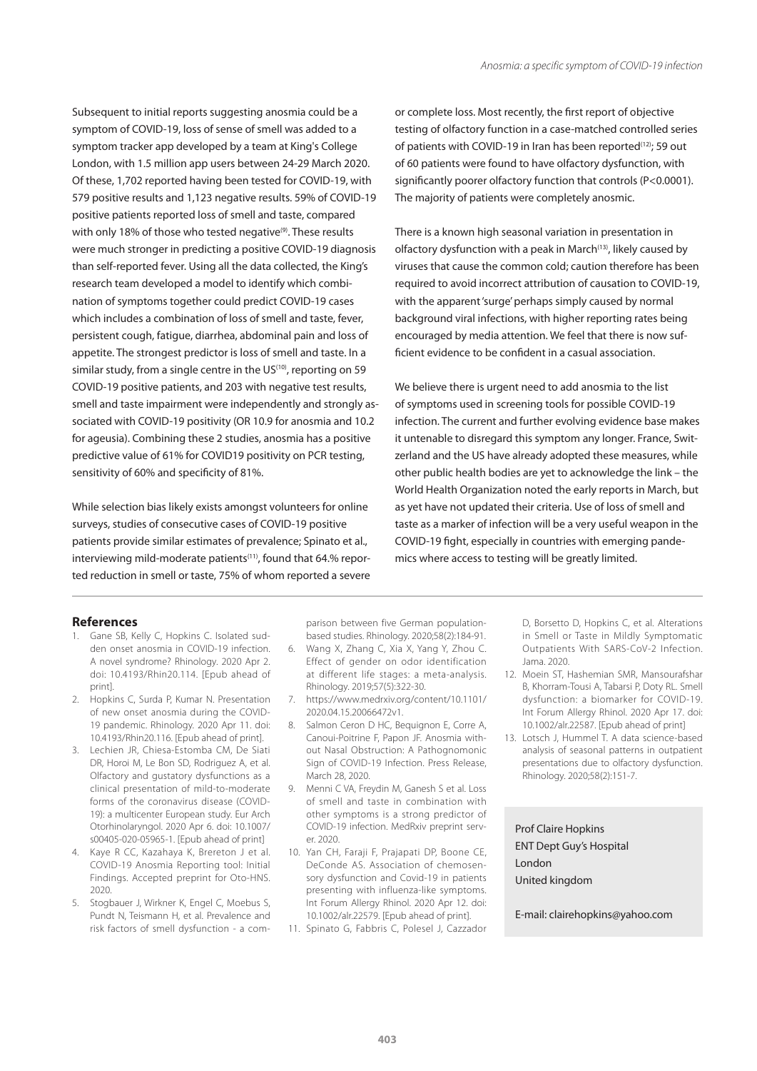Subsequent to initial reports suggesting anosmia could be a symptom of COVID-19, loss of sense of smell was added to a symptom tracker app developed by a team at King's College London, with 1.5 million app users between 24-29 March 2020. Of these, 1,702 reported having been tested for COVID-19, with 579 positive results and 1,123 negative results. 59% of COVID-19 positive patients reported loss of smell and taste, compared with only 18% of those who tested negative[9]. These results were much stronger in predicting a positive COVID-19 diagnosis than self-reported fever. Using all the data collected, the King's research team developed a model to identify which combination of symptoms together could predict COVID-19 cases which includes a combination of loss of smell and taste, fever, persistent cough, fatigue, diarrhea, abdominal pain and loss of appetite. The strongest predictor is loss of smell and taste. In a similar study, from a single centre in the US[10], reporting on 59 COVID-19 positive patients, and 203 with negative test results, smell and taste impairment were independently and strongly associated with COVID-19 positivity (OR 10.9 for anosmia and 10.2 for ageusia). Combining these 2 studies, anosmia has a positive predictive value of 61% for COVID19 positivity on PCR testing, sensitivity of 60% and specificity of 81%.

While selection bias likely exists amongst volunteers for online surveys, studies of consecutive cases of COVID-19 positive patients provide similar estimates of prevalence; Spinato et al., interviewing mild-moderate patients[11], found that 64.% reported reduction in smell or taste, 75% of whom reported a severe or complete loss. Most recently, the first report of objective testing of olfactory function in a case-matched controlled series of patients with COVID-19 in Iran has been reported[12]; 59 out of 60 patients were found to have olfactory dysfunction, with significantly poorer olfactory function that controls ($P<0.0001$). The majority of patients were completely anosmic.

There is a known high seasonal variation in presentation in olfactory dysfunction with a peak in March[13], likely caused by viruses that cause the common cold; caution therefore has been required to avoid incorrect attribution of causation to COVID-19, with the apparent 'surge' perhaps simply caused by normal background viral infections, with higher reporting rates being encouraged by media attention. We feel that there is now sufficient evidence to be confident in a casual association.

We believe there is urgent need to add anosmia to the list of symptoms used in screening tools for possible COVID-19 infection. The current and further evolving evidence base makes it untenable to disregard this symptom any longer. France, Switzerland and the US have already adopted these measures, while other public health bodies are yet to acknowledge the link – the World Health Organization noted the early reports in March, but as yet have not updated their criteria. Use of loss of smell and taste as a marker of infection will be a very useful weapon in the COVID-19 fight, especially in countries with emerging pandemics where access to testing will be greatly limited.

## References

1. Gane SB, Kelly C, Hopkins C. Isolated sudden onset anosmia in COVID-19 infection. A novel syndrome? Rhinology. 2020 Apr 2. doi: 10.4193/Rhin20.114. [Epub ahead of print].
2. Hopkins C, Surda P, Kumar N. Presentation of new onset anosmia during the COVID-19 pandemic. Rhinology. 2020 Apr 11. doi: 10.4193/Rhin20.116. [Epub ahead of print].
3. Lechien JR, Chiesa-Estomba CM, De Siati DR, Horoi M, Le Bon SD, Rodriguez A, et al. Olfactory and gustatory dysfunctions as a clinical presentation of mild-to-moderate forms of the coronavirus disease (COVID-19): a multicenter European study. Eur Arch Otorhinolaryngol. 2020 Apr 6. doi: 10.1007/s00405-020-05965-1. [Epub ahead of print]
4. Kaye R CC, Kazahaya K, Brereton J et al. COVID-19 Anosmia Reporting tool: Initial Findings. Accepted preprint for Oto-HNS. 2020.
5. Stogbauer J, Wirkner K, Engel C, Moebus S, Pundt N, Teismann H, et al. Prevalence and risk factors of smell dysfunction - a comparison between five German population-based studies. Rhinology. 2020;58(2):184-91.
6. Wang X, Zhang C, Xia X, Yang Y, Zhou C. Effect of gender on odor identification at different life stages: a meta-analysis. Rhinology. 2019;57(5):322-30.
7. https://www.medrxiv.org/content/10.1101/2020.04.15.20066472v1.
8. Salmon Ceron D HC, Bequignon E, Corre A, Canoui-Poitrine F, Papon JF. Anosmia without Nasal Obstruction: A Pathognomonic Sign of COVID-19 Infection. Press Release, March 28, 2020.
9. Menni C VA, Freydin M, Ganesh S et al. Loss of smell and taste in combination with other symptoms is a strong predictor of COVID-19 infection. MedRxiv preprint server. 2020.
10. Yan CH, Faraji F, Prajapati DP, Boone CE, DeConde AS. Association of chemosensory dysfunction and Covid-19 in patients presenting with influenza-like symptoms. Int Forum Allergy Rhinol. 2020 Apr 12. doi: 10.1002/alr.22579. [Epub ahead of print].
11. Spinato G, Fabbris C, Polesel J, Cazzador D, Borsetto D, Hopkins C, et al. Alterations in Smell or Taste in Mildly Symptomatic Outpatients With SARS-CoV-2 Infection. Jama. 2020.
12. Moein ST, Hashemian SMR, Mansourafshar B, Khorram-Tousi A, Tabarsi P, Doty RL. Smell dysfunction: a biomarker for COVID-19. Int Forum Allergy Rhinol. 2020 Apr 17. doi: 10.1002/alr.22587. [Epub ahead of print]
13. Lotsch J, Hummel T. A data science-based analysis of seasonal patterns in outpatient presentations due to olfactory dysfunction. Rhinology. 2020;58(2):151-7.

Prof Claire Hopkins
ENT Dept Guy's Hospital
London
United kingdom

E-mail: clairehopkins@yahoo.com